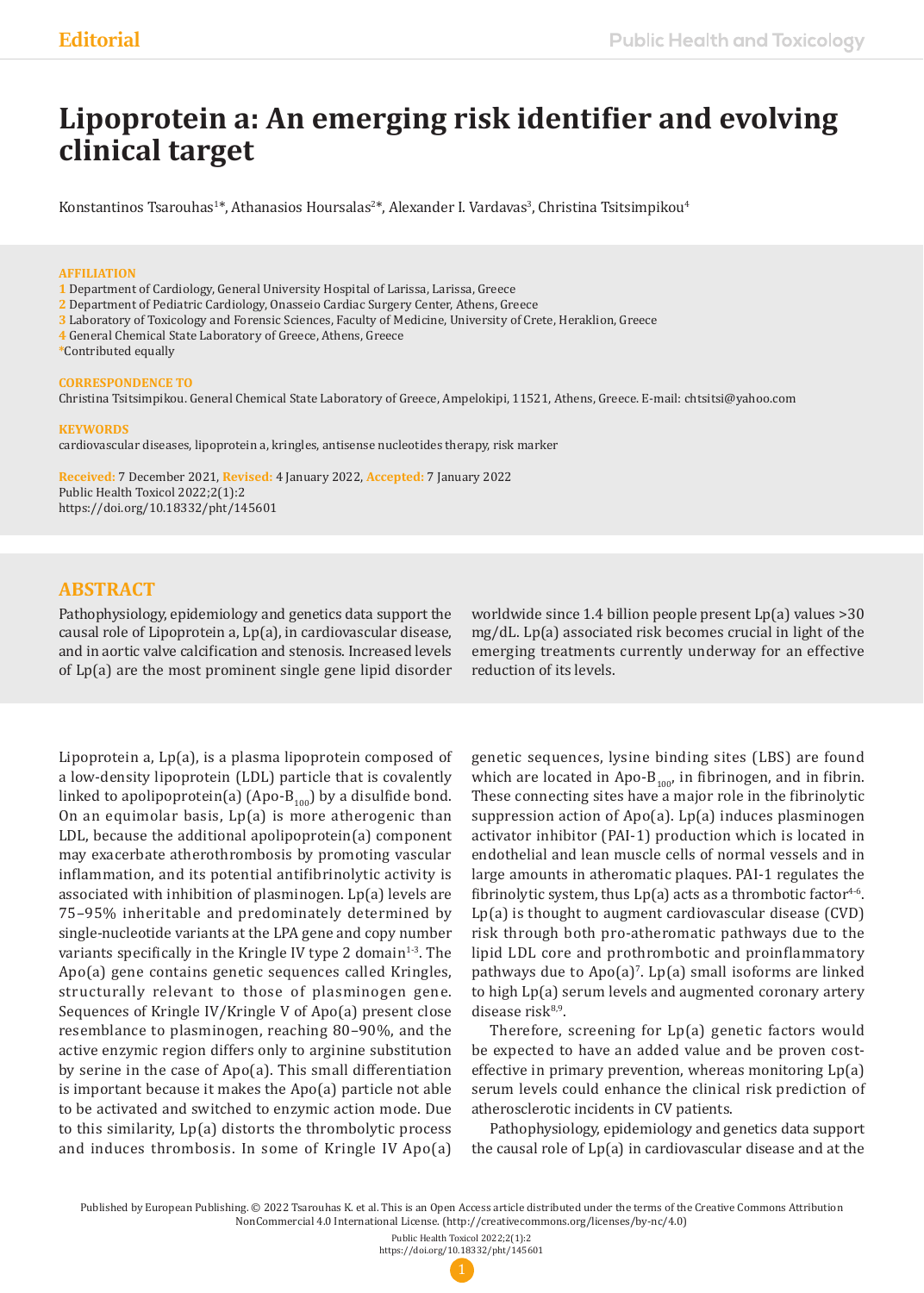Editorial

# Lipoprotein a: An emerging risk identifier and evolving clinical target

Konstantinos Tsarouhas[1]*, Athanasios Hoursalas[2]*, Alexander I. Vardavas[3], Christina Tsitsimpikou[4]

**AFFILIATION**

1 Department of Cardiology, General University Hospital of Larissa, Larissa, Greece
2 Department of Pediatric Cardiology, Onasseio Cardiac Surgery Center, Athens, Greece
3 Laboratory of Toxicology and Forensic Sciences, Faculty of Medicine, University of Crete, Heraklion, Greece
4 General Chemical State Laboratory of Greece, Athens, Greece
*Contributed equally

**CORRESPONDENCE TO**

Christina Tsitsimpikou. General Chemical State Laboratory of Greece, Ampelokipi, 11521, Athens, Greece. E-mail: chtsitsi@yahoo.com

**KEYWORDS**

cardiovascular diseases, lipoprotein a, kringles, antisense nucleotides therapy, risk marker

**Received:** 7 December 2021, **Revised:** 4 January 2022, **Accepted:** 7 January 2022
Public Health Toxicol 2022;2(1):2
https://doi.org/10.18332/pht/145601

## ABSTRACT

Pathophysiology, epidemiology and genetics data support the causal role of Lipoprotein a, Lp(a), in cardiovascular disease, and in aortic valve calcification and stenosis. Increased levels of Lp(a) are the most prominent single gene lipid disorder worldwide since 1.4 billion people present Lp(a) values >30 mg/dL. Lp(a) associated risk becomes crucial in light of the emerging treatments currently underway for an effective reduction of its levels.

Lipoprotein a, Lp(a), is a plasma lipoprotein composed of a low-density lipoprotein (LDL) particle that is covalently linked to apolipoprotein(a) (Apo-$B_{100}$) by a disulfide bond. On an equimolar basis, Lp(a) is more atherogenic than LDL, because the additional apolipoprotein(a) component may exacerbate atherothrombosis by promoting vascular inflammation, and its potential antifibrinolytic activity is associated with inhibition of plasminogen. Lp(a) levels are 75–95% inheritable and predominately determined by single-nucleotide variants at the LPA gene and copy number variants specifically in the Kringle IV type 2 domain[1-3]. The Apo(a) gene contains genetic sequences called Kringles, structurally relevant to those of plasminogen gene. Sequences of Kringle IV/Kringle V of Apo(a) present close resemblance to plasminogen, reaching 80–90%, and the active enzymic region differs only to arginine substitution by serine in the case of Apo(a). This small differentiation is important because it makes the Apo(a) particle not able to be activated and switched to enzymic action mode. Due to this similarity, Lp(a) distorts the thrombolytic process and induces thrombosis. In some of Kringle IV Apo(a) genetic sequences, lysine binding sites (LBS) are found which are located in Apo-$B_{100}$, in fibrinogen, and in fibrin. These connecting sites have a major role in the fibrinolytic suppression action of Apo(a). Lp(a) induces plasminogen activator inhibitor (PAI-1) production which is located in endothelial and lean muscle cells of normal vessels and in large amounts in atheromatic plaques. PAI-1 regulates the fibrinolytic system, thus Lp(a) acts as a thrombotic factor[4-6]. Lp(a) is thought to augment cardiovascular disease (CVD) risk through both pro-atheromatic pathways due to the lipid LDL core and prothrombotic and proinflammatory pathways due to Apo(a)[7]. Lp(a) small isoforms are linked to high Lp(a) serum levels and augmented coronary artery disease risk[8,9].

Therefore, screening for Lp(a) genetic factors would be expected to have an added value and be proven cost-effective in primary prevention, whereas monitoring Lp(a) serum levels could enhance the clinical risk prediction of atherosclerotic incidents in CV patients.

Pathophysiology, epidemiology and genetics data support the causal role of Lp(a) in cardiovascular disease and at the

Published by European Publishing. © 2022 Tsarouhas K. et al. This is an Open Access article distributed under the terms of the Creative Commons Attribution NonCommercial 4.0 International License. (http://creativecommons.org/licenses/by-nc/4.0)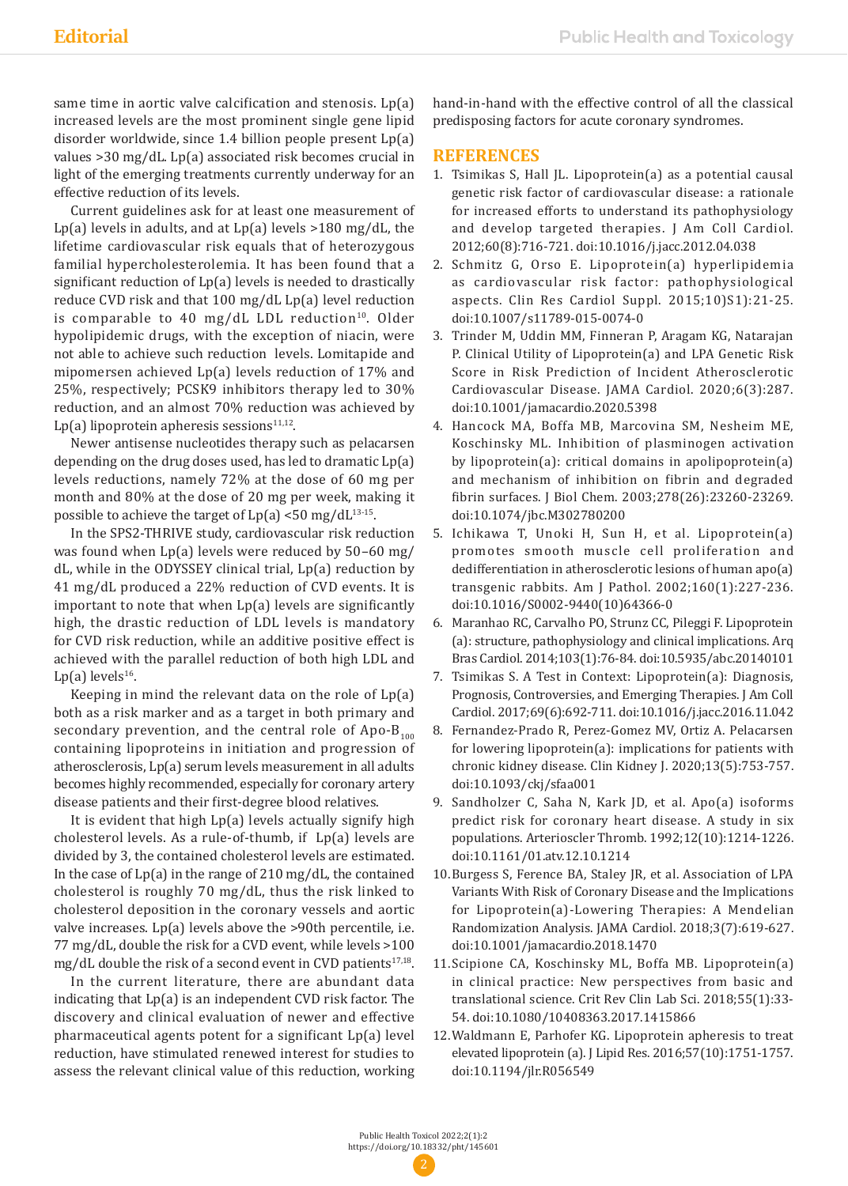same time in aortic valve calcification and stenosis. Lp(a) increased levels are the most prominent single gene lipid disorder worldwide, since 1.4 billion people present Lp(a) values >30 mg/dL. Lp(a) associated risk becomes crucial in light of the emerging treatments currently underway for an effective reduction of its levels.

Current guidelines ask for at least one measurement of Lp(a) levels in adults, and at Lp(a) levels >180 mg/dL, the lifetime cardiovascular risk equals that of heterozygous familial hypercholesterolemia. It has been found that a significant reduction of Lp(a) levels is needed to drastically reduce CVD risk and that 100 mg/dL Lp(a) level reduction is comparable to 40 mg/dL LDL reduction[10]. Older hypolipidemic drugs, with the exception of niacin, were not able to achieve such reduction levels. Lomitapide and mipomersen achieved Lp(a) levels reduction of 17% and 25%, respectively; PCSK9 inhibitors therapy led to 30% reduction, and an almost 70% reduction was achieved by Lp(a) lipoprotein apheresis sessions[11,12].

Newer antisense nucleotides therapy such as pelacarsen depending on the drug doses used, has led to dramatic Lp(a) levels reductions, namely 72% at the dose of 60 mg per month and 80% at the dose of 20 mg per week, making it possible to achieve the target of Lp(a) <50 mg/dL[13-15].

In the SPS2-THRIVE study, cardiovascular risk reduction was found when Lp(a) levels were reduced by 50–60 mg/dL, while in the ODYSSEY clinical trial, Lp(a) reduction by 41 mg/dL produced a 22% reduction of CVD events. It is important to note that when Lp(a) levels are significantly high, the drastic reduction of LDL levels is mandatory for CVD risk reduction, while an additive positive effect is achieved with the parallel reduction of both high LDL and Lp(a) levels[16].

Keeping in mind the relevant data on the role of Lp(a) both as a risk marker and as a target in both primary and secondary prevention, and the central role of Apo-$B_{100}$ containing lipoproteins in initiation and progression of atherosclerosis, Lp(a) serum levels measurement in all adults becomes highly recommended, especially for coronary artery disease patients and their first-degree blood relatives.

It is evident that high Lp(a) levels actually signify high cholesterol levels. As a rule-of-thumb, if Lp(a) levels are divided by 3, the contained cholesterol levels are estimated. In the case of Lp(a) in the range of 210 mg/dL, the contained cholesterol is roughly 70 mg/dL, thus the risk linked to cholesterol deposition in the coronary vessels and aortic valve increases. Lp(a) levels above the >90th percentile, i.e. 77 mg/dL, double the risk for a CVD event, while levels >100 mg/dL double the risk of a second event in CVD patients[17,18].

In the current literature, there are abundant data indicating that Lp(a) is an independent CVD risk factor. The discovery and clinical evaluation of newer and effective pharmaceutical agents potent for a significant Lp(a) level reduction, have stimulated renewed interest for studies to assess the relevant clinical value of this reduction, working hand-in-hand with the effective control of all the classical predisposing factors for acute coronary syndromes.

## REFERENCES

1. Tsimikas S, Hall JL. Lipoprotein(a) as a potential causal genetic risk factor of cardiovascular disease: a rationale for increased efforts to understand its pathophysiology and develop targeted therapies. J Am Coll Cardiol. 2012;60(8):716-721. doi:10.1016/j.jacc.2012.04.038
2. Schmitz G, Orso E. Lipoprotein(a) hyperlipidemia as cardiovascular risk factor: pathophysiological aspects. Clin Res Cardiol Suppl. 2015;10)S1):21-25. doi:10.1007/s11789-015-0074-0
3. Trinder M, Uddin MM, Finneran P, Aragam KG, Natarajan P. Clinical Utility of Lipoprotein(a) and LPA Genetic Risk Score in Risk Prediction of Incident Atherosclerotic Cardiovascular Disease. JAMA Cardiol. 2020;6(3):287. doi:10.1001/jamacardio.2020.5398
4. Hancock MA, Boffa MB, Marcovina SM, Nesheim ME, Koschinsky ML. Inhibition of plasminogen activation by lipoprotein(a): critical domains in apolipoprotein(a) and mechanism of inhibition on fibrin and degraded fibrin surfaces. J Biol Chem. 2003;278(26):23260-23269. doi:10.1074/jbc.M302780200
5. Ichikawa T, Unoki H, Sun H, et al. Lipoprotein(a) promotes smooth muscle cell proliferation and dedifferentiation in atherosclerotic lesions of human apo(a) transgenic rabbits. Am J Pathol. 2002;160(1):227-236. doi:10.1016/S0002-9440(10)64366-0
6. Maranhao RC, Carvalho PO, Strunz CC, Pileggi F. Lipoprotein (a): structure, pathophysiology and clinical implications. Arq Bras Cardiol. 2014;103(1):76-84. doi:10.5935/abc.20140101
7. Tsimikas S. A Test in Context: Lipoprotein(a): Diagnosis, Prognosis, Controversies, and Emerging Therapies. J Am Coll Cardiol. 2017;69(6):692-711. doi:10.1016/j.jacc.2016.11.042
8. Fernandez-Prado R, Perez-Gomez MV, Ortiz A. Pelacarsen for lowering lipoprotein(a): implications for patients with chronic kidney disease. Clin Kidney J. 2020;13(5):753-757. doi:10.1093/ckj/sfaa001
9. Sandholzer C, Saha N, Kark JD, et al. Apo(a) isoforms predict risk for coronary heart disease. A study in six populations. Arterioscler Thromb. 1992;12(10):1214-1226. doi:10.1161/01.atv.12.10.1214
10. Burgess S, Ference BA, Staley JR, et al. Association of LPA Variants With Risk of Coronary Disease and the Implications for Lipoprotein(a)-Lowering Therapies: A Mendelian Randomization Analysis. JAMA Cardiol. 2018;3(7):619-627. doi:10.1001/jamacardio.2018.1470
11. Scipione CA, Koschinsky ML, Boffa MB. Lipoprotein(a) in clinical practice: New perspectives from basic and translational science. Crit Rev Clin Lab Sci. 2018;55(1):33-54. doi:10.1080/10408363.2017.1415866
12. Waldmann E, Parhofer KG. Lipoprotein apheresis to treat elevated lipoprotein (a). J Lipid Res. 2016;57(10):1751-1757. doi:10.1194/jlr.R056549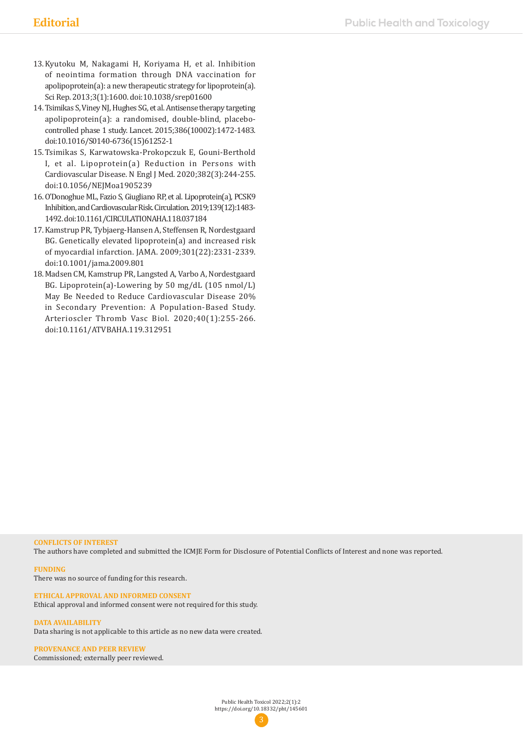13. Kyutoku M, Nakagami H, Koriyama H, et al. Inhibition of neointima formation through DNA vaccination for apolipoprotein(a): a new therapeutic strategy for lipoprotein(a). Sci Rep. 2013;3(1):1600. doi:10.1038/srep01600
14. Tsimikas S, Viney NJ, Hughes SG, et al. Antisense therapy targeting apolipoprotein(a): a randomised, double-blind, placebo-controlled phase 1 study. Lancet. 2015;386(10002):1472-1483. doi:10.1016/S0140-6736(15)61252-1
15. Tsimikas S, Karwatowska-Prokopczuk E, Gouni-Berthold I, et al. Lipoprotein(a) Reduction in Persons with Cardiovascular Disease. N Engl J Med. 2020;382(3):244-255. doi:10.1056/NEJMoa1905239
16. O'Donoghue ML, Fazio S, Giugliano RP, et al. Lipoprotein(a), PCSK9 Inhibition, and Cardiovascular Risk. Circulation. 2019;139(12):1483-1492. doi:10.1161/CIRCULATIONAHA.118.037184
17. Kamstrup PR, Tybjaerg-Hansen A, Steffensen R, Nordestgaard BG. Genetically elevated lipoprotein(a) and increased risk of myocardial infarction. JAMA. 2009;301(22):2331-2339. doi:10.1001/jama.2009.801
18. Madsen CM, Kamstrup PR, Langsted A, Varbo A, Nordestgaard BG. Lipoprotein(a)-Lowering by 50 mg/dL (105 nmol/L) May Be Needed to Reduce Cardiovascular Disease 20% in Secondary Prevention: A Population-Based Study. Arterioscler Thromb Vasc Biol. 2020;40(1):255-266. doi:10.1161/ATVBAHA.119.312951

**CONFLICTS OF INTEREST**
The authors have completed and submitted the ICMJE Form for Disclosure of Potential Conflicts of Interest and none was reported.

**FUNDING**
There was no source of funding for this research.

**ETHICAL APPROVAL AND INFORMED CONSENT**
Ethical approval and informed consent were not required for this study.

**DATA AVAILABILITY**
Data sharing is not applicable to this article as no new data were created.

**PROVENANCE AND PEER REVIEW**
Commissioned; externally peer reviewed.